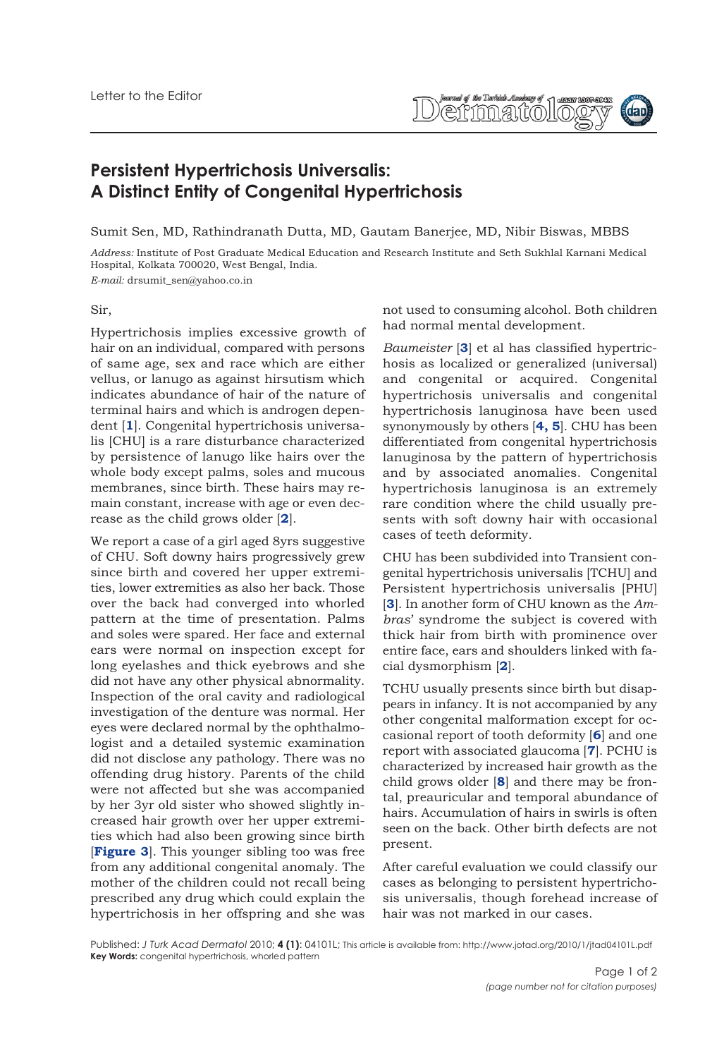Letter to the Editor

# Persistent Hypertrichosis Universalis: A Distinct Entity of Congenital Hypertrichosis

Sumit Sen, MD, Rathindranath Dutta, MD, Gautam Banerjee, MD, Nibir Biswas, MBBS

*Address:* Institute of Post Graduate Medical Education and Research Institute and Seth Sukhlal Karnani Medical Hospital, Kolkata 700020, West Bengal, India.

*E-mail:* drsumit_sen@yahoo.co.in

Sir,

Hypertrichosis implies excessive growth of hair on an individual, compared with persons of same age, sex and race which are either vellus, or lanugo as against hirsutism which indicates abundance of hair of the nature of terminal hairs and which is androgen dependent [**1**]. Congenital hypertrichosis universalis [CHU] is a rare disturbance characterized by persistence of lanugo like hairs over the whole body except palms, soles and mucous membranes, since birth. These hairs may remain constant, increase with age or even decrease as the child grows older [**2**].

We report a case of a girl aged 8yrs suggestive of CHU. Soft downy hairs progressively grew since birth and covered her upper extremities, lower extremities as also her back. Those over the back had converged into whorled pattern at the time of presentation. Palms and soles were spared. Her face and external ears were normal on inspection except for long eyelashes and thick eyebrows and she did not have any other physical abnormality. Inspection of the oral cavity and radiological investigation of the denture was normal. Her eyes were declared normal by the ophthalmologist and a detailed systemic examination did not disclose any pathology. There was no offending drug history. Parents of the child were not affected but she was accompanied by her 3yr old sister who showed slightly increased hair growth over her upper extremities which had also been growing since birth [**Figure 3**]. This younger sibling too was free from any additional congenital anomaly. The mother of the children could not recall being prescribed any drug which could explain the hypertrichosis in her offspring and she was not used to consuming alcohol. Both children had normal mental development.

*Baumeister* [**3**] et al has classified hypertrichosis as localized or generalized (universal) and congenital or acquired. Congenital hypertrichosis universalis and congenital hypertrichosis lanuginosa have been used synonymously by others [**4, 5**]. CHU has been differentiated from congenital hypertrichosis lanuginosa by the pattern of hypertrichosis and by associated anomalies. Congenital hypertrichosis lanuginosa is an extremely rare condition where the child usually presents with soft downy hair with occasional cases of teeth deformity.

CHU has been subdivided into Transient congenital hypertrichosis universalis [TCHU] and Persistent hypertrichosis universalis [PHU] [**3**]. In another form of CHU known as the *Ambras*' syndrome the subject is covered with thick hair from birth with prominence over entire face, ears and shoulders linked with facial dysmorphism [**2**].

TCHU usually presents since birth but disappears in infancy. It is not accompanied by any other congenital malformation except for occasional report of tooth deformity [**6**] and one report with associated glaucoma [**7**]. PCHU is characterized by increased hair growth as the child grows older [**8**] and there may be frontal, preauricular and temporal abundance of hairs. Accumulation of hairs in swirls is often seen on the back. Other birth defects are not present.

After careful evaluation we could classify our cases as belonging to persistent hypertrichosis universalis, though forehead increase of hair was not marked in our cases.

Published: *J Turk Acad Dermatol* 2010; **4 (1)**: 04101L; This article is available from: http://www.jotad.org/2010/1/jtad04101L.pdf

**Key Words:** congenital hypertrichosis, whorled pattern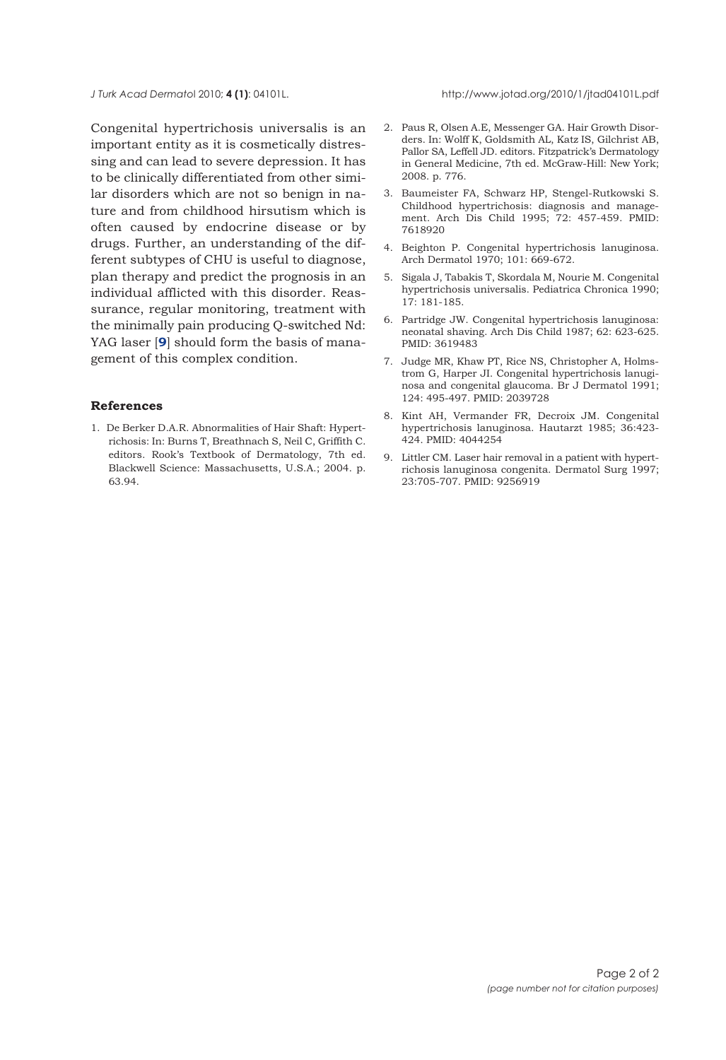Congenital hypertrichosis universalis is an important entity as it is cosmetically distressing and can lead to severe depression. It has to be clinically differentiated from other similar disorders which are not so benign in nature and from childhood hirsutism which is often caused by endocrine disease or by drugs. Further, an understanding of the different subtypes of CHU is useful to diagnose, plan therapy and predict the prognosis in an individual afflicted with this disorder. Reassurance, regular monitoring, treatment with the minimally pain producing Q-switched Nd: YAG laser [9] should form the basis of management of this complex condition.

## References

1. De Berker D.A.R. Abnormalities of Hair Shaft: Hypertrichosis: In: Burns T, Breathnach S, Neil C, Griffith C. editors. Rook's Textbook of Dermatology, 7th ed. Blackwell Science: Massachusetts, U.S.A.; 2004. p. 63.94.
2. Paus R, Olsen A.E, Messenger GA. Hair Growth Disorders. In: Wolff K, Goldsmith AL, Katz IS, Gilchrist AB, Pallor SA, Leffell JD. editors. Fitzpatrick's Dermatology in General Medicine, 7th ed. McGraw-Hill: New York; 2008. p. 776.
3. Baumeister FA, Schwarz HP, Stengel-Rutkowski S. Childhood hypertrichosis: diagnosis and management. Arch Dis Child 1995; 72: 457-459. PMID: 7618920
4. Beighton P. Congenital hypertrichosis lanuginosa. Arch Dermatol 1970; 101: 669-672.
5. Sigala J, Tabakis T, Skordala M, Nourie M. Congenital hypertrichosis universalis. Pediatrica Chronica 1990; 17: 181-185.
6. Partridge JW. Congenital hypertrichosis lanuginosa: neonatal shaving. Arch Dis Child 1987; 62: 623-625. PMID: 3619483
7. Judge MR, Khaw PT, Rice NS, Christopher A, Holmstrom G, Harper JI. Congenital hypertrichosis lanuginosa and congenital glaucoma. Br J Dermatol 1991; 124: 495-497. PMID: 2039728
8. Kint AH, Vermander FR, Decroix JM. Congenital hypertrichosis lanuginosa. Hautarzt 1985; 36:423-424. PMID: 4044254
9. Littler CM. Laser hair removal in a patient with hypertrichosis lanuginosa congenita. Dermatol Surg 1997; 23:705-707. PMID: 9256919